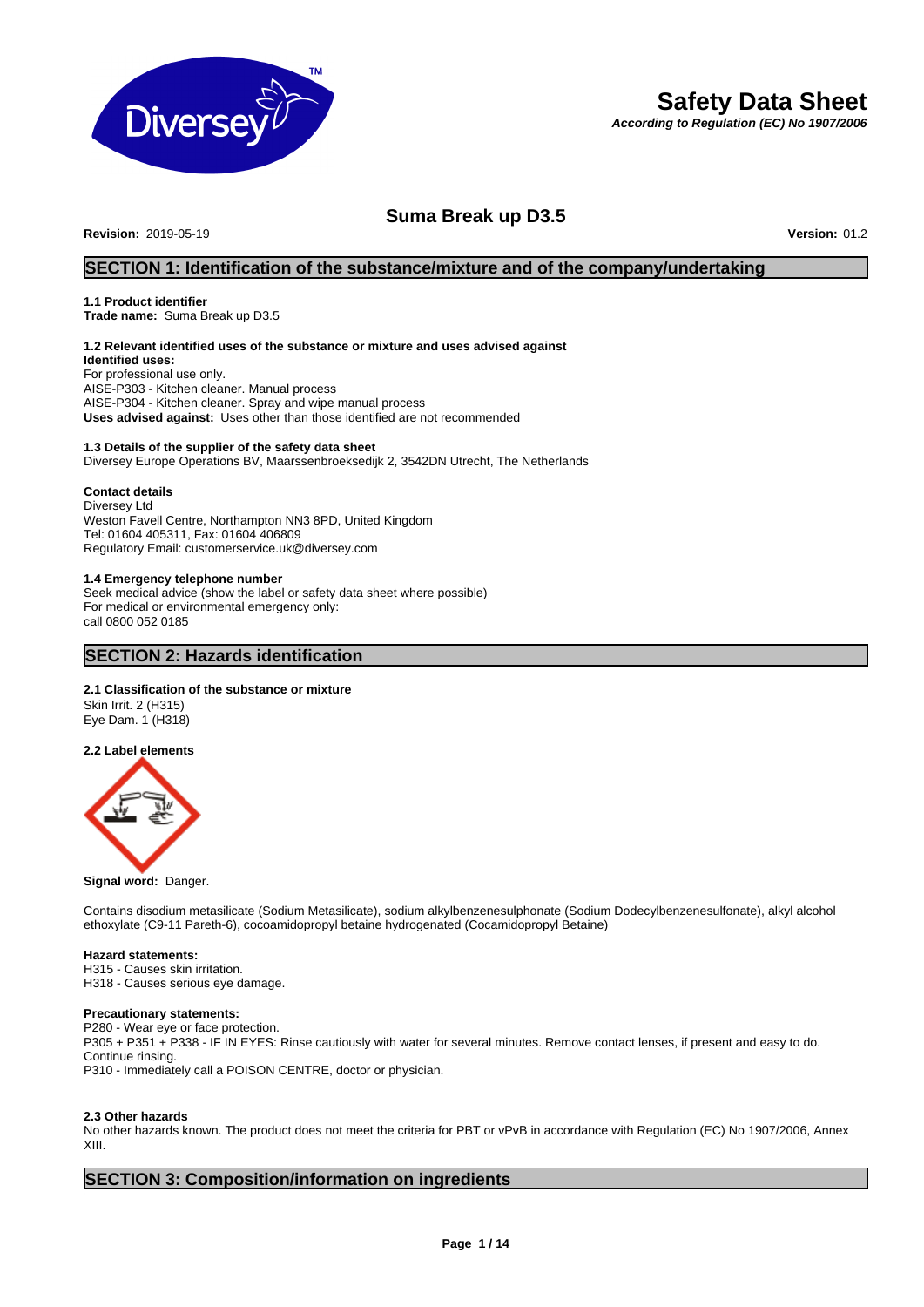# Safety Data Sheet

***According to Regulation (EC) No 1907/2006***

## Suma Break up D3.5

**Revision:** 2019-05-19 **Version:** 01.2

## SECTION 1: Identification of the substance/mixture and of the company/undertaking

### 1.1 Product identifier

**Trade name:** Suma Break up D3.5

### 1.2 Relevant identified uses of the substance or mixture and uses advised against

**Identified uses:**
For professional use only.
AISE-P303 - Kitchen cleaner. Manual process
AISE-P304 - Kitchen cleaner. Spray and wipe manual process
**Uses advised against:** Uses other than those identified are not recommended

### 1.3 Details of the supplier of the safety data sheet

Diversey Europe Operations BV, Maarssenbroeksedijk 2, 3542DN Utrecht, The Netherlands

**Contact details**
Diversey Ltd
Weston Favell Centre, Northampton NN3 8PD, United Kingdom
Tel: 01604 405311, Fax: 01604 406809
Regulatory Email: customerservice.uk@diversey.com

### 1.4 Emergency telephone number

Seek medical advice (show the label or safety data sheet where possible)
For medical or environmental emergency only:
call 0800 052 0185

## SECTION 2: Hazards identification

### 2.1 Classification of the substance or mixture

Skin Irrit. 2 (H315)
Eye Dam. 1 (H318)

### 2.2 Label elements

**Signal word:** Danger.

Contains disodium metasilicate (Sodium Metasilicate), sodium alkylbenzenesulphonate (Sodium Dodecylbenzenesulfonate), alkyl alcohol ethoxylate (C9-11 Pareth-6), cocoamidopropyl betaine hydrogenated (Cocamidopropyl Betaine)

**Hazard statements:**
H315 - Causes skin irritation.
H318 - Causes serious eye damage.

**Precautionary statements:**
P280 - Wear eye or face protection.
P305 + P351 + P338 - IF IN EYES: Rinse cautiously with water for several minutes. Remove contact lenses, if present and easy to do. Continue rinsing.
P310 - Immediately call a POISON CENTRE, doctor or physician.

### 2.3 Other hazards

No other hazards known. The product does not meet the criteria for PBT or vPvB in accordance with Regulation (EC) No 1907/2006, Annex XIII.

## SECTION 3: Composition/information on ingredients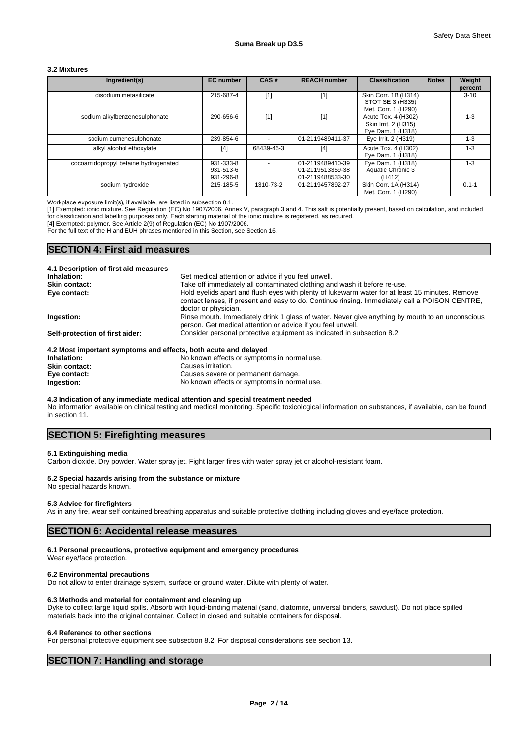### 3.2 Mixtures

| Ingredient(s) | EC number | CAS # | REACH number | Classification | Notes | Weight percent |
|---|---|---|---|---|---|---|
| disodium metasilicate | 215-687-4 | [1] | [1] | Skin Corr. 1B (H314)<br>STOT SE 3 (H335)<br>Met. Corr. 1 (H290) | | 3-10 |
| sodium alkylbenzenesulphonate | 290-656-6 | [1] | [1] | Acute Tox. 4 (H302)<br>Skin Irrit. 2 (H315)<br>Eye Dam. 1 (H318) | | 1-3 |
| sodium cumenesulphonate | 239-854-6 | - | 01-2119489411-37 | Eye Irrit. 2 (H319) | | 1-3 |
| alkyl alcohol ethoxylate | [4] | 68439-46-3 | [4] | Acute Tox. 4 (H302)<br>Eye Dam. 1 (H318) | | 1-3 |
| cocoamidopropyl betaine hydrogenated | 931-333-8<br>931-513-6<br>931-296-8 | - | 01-2119489410-39<br>01-2119513359-38<br>01-2119488533-30 | Eye Dam. 1 (H318)<br>Aquatic Chronic 3 (H412) | | 1-3 |
| sodium hydroxide | 215-185-5 | 1310-73-2 | 01-2119457892-27 | Skin Corr. 1A (H314)<br>Met. Corr. 1 (H290) | | 0.1-1 |

Workplace exposure limit(s), if available, are listed in subsection 8.1.
[1] Exempted: ionic mixture. See Regulation (EC) No 1907/2006, Annex V, paragraph 3 and 4. This salt is potentially present, based on calculation, and included for classification and labelling purposes only. Each starting material of the ionic mixture is registered, as required.
[4] Exempted: polymer. See Article 2(9) of Regulation (EC) No 1907/2006.
For the full text of the H and EUH phrases mentioned in this Section, see Section 16.

## SECTION 4: First aid measures

### 4.1 Description of first aid measures

**Inhalation:** Get medical attention or advice if you feel unwell.

**Skin contact:** Take off immediately all contaminated clothing and wash it before re-use.

**Eye contact:** Hold eyelids apart and flush eyes with plenty of lukewarm water for at least 15 minutes. Remove contact lenses, if present and easy to do. Continue rinsing. Immediately call a POISON CENTRE, doctor or physician.

**Ingestion:** Rinse mouth. Immediately drink 1 glass of water. Never give anything by mouth to an unconscious person. Get medical attention or advice if you feel unwell.

**Self-protection of first aider:** Consider personal protective equipment as indicated in subsection 8.2.

### 4.2 Most important symptoms and effects, both acute and delayed

**Inhalation:** No known effects or symptoms in normal use.

**Skin contact:** Causes irritation.

**Eye contact:** Causes severe or permanent damage.

**Ingestion:** No known effects or symptoms in normal use.

### 4.3 Indication of any immediate medical attention and special treatment needed

No information available on clinical testing and medical monitoring. Specific toxicological information on substances, if available, can be found in section 11.

## SECTION 5: Firefighting measures

### 5.1 Extinguishing media

Carbon dioxide. Dry powder. Water spray jet. Fight larger fires with water spray jet or alcohol-resistant foam.

### 5.2 Special hazards arising from the substance or mixture

No special hazards known.

### 5.3 Advice for firefighters

As in any fire, wear self contained breathing apparatus and suitable protective clothing including gloves and eye/face protection.

## SECTION 6: Accidental release measures

### 6.1 Personal precautions, protective equipment and emergency procedures

Wear eye/face protection.

### 6.2 Environmental precautions

Do not allow to enter drainage system, surface or ground water. Dilute with plenty of water.

### 6.3 Methods and material for containment and cleaning up

Dyke to collect large liquid spills. Absorb with liquid-binding material (sand, diatomite, universal binders, sawdust). Do not place spilled materials back into the original container. Collect in closed and suitable containers for disposal.

### 6.4 Reference to other sections

For personal protective equipment see subsection 8.2. For disposal considerations see section 13.

## SECTION 7: Handling and storage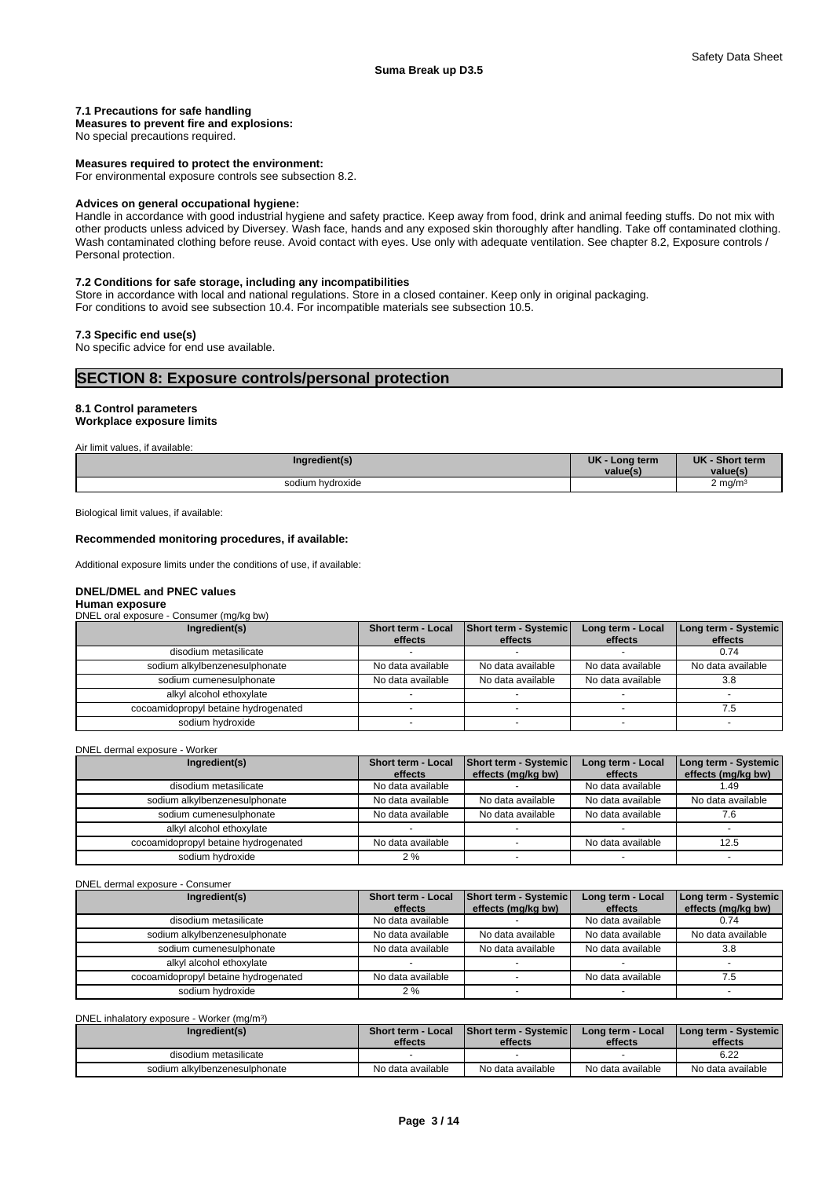### 7.1 Precautions for safe handling

**Measures to prevent fire and explosions:**
No special precautions required.

**Measures required to protect the environment:**
For environmental exposure controls see subsection 8.2.

**Advices on general occupational hygiene:**
Handle in accordance with good industrial hygiene and safety practice. Keep away from food, drink and animal feeding stuffs. Do not mix with other products unless adviced by Diversey. Wash face, hands and any exposed skin thoroughly after handling. Take off contaminated clothing. Wash contaminated clothing before reuse. Avoid contact with eyes. Use only with adequate ventilation. See chapter 8.2, Exposure controls / Personal protection.

### 7.2 Conditions for safe storage, including any incompatibilities

Store in accordance with local and national regulations. Store in a closed container. Keep only in original packaging.
For conditions to avoid see subsection 10.4. For incompatible materials see subsection 10.5.

### 7.3 Specific end use(s)

No specific advice for end use available.

## SECTION 8: Exposure controls/personal protection

### 8.1 Control parameters

**Workplace exposure limits**

Air limit values, if available:

| Ingredient(s) | UK - Long term value(s) | UK - Short term value(s) |
|---|---|---|
| sodium hydroxide | | 2 mg/m³ |

Biological limit values, if available:

**Recommended monitoring procedures, if available:**

Additional exposure limits under the conditions of use, if available:

**DNEL/DMEL and PNEC values**

**Human exposure**

DNEL oral exposure - Consumer (mg/kg bw)

| Ingredient(s) | Short term - Local effects | Short term - Systemic effects | Long term - Local effects | Long term - Systemic effects |
|---|---|---|---|---|
| disodium metasilicate | - | - | - | 0.74 |
| sodium alkylbenzenesulphonate | No data available | No data available | No data available | No data available |
| sodium cumenesulphonate | No data available | No data available | No data available | 3.8 |
| alkyl alcohol ethoxylate | - | - | - | - |
| cocoamidopropyl betaine hydrogenated | - | - | - | 7.5 |
| sodium hydroxide | - | - | - | - |

DNEL dermal exposure - Worker

| Ingredient(s) | Short term - Local effects | Short term - Systemic effects (mg/kg bw) | Long term - Local effects | Long term - Systemic effects (mg/kg bw) |
|---|---|---|---|---|
| disodium metasilicate | No data available | - | No data available | 1.49 |
| sodium alkylbenzenesulphonate | No data available | No data available | No data available | No data available |
| sodium cumenesulphonate | No data available | No data available | No data available | 7.6 |
| alkyl alcohol ethoxylate | - | - | - | - |
| cocoamidopropyl betaine hydrogenated | No data available | - | No data available | 12.5 |
| sodium hydroxide | 2 % | - | - | - |

DNEL dermal exposure - Consumer

| Ingredient(s) | Short term - Local effects | Short term - Systemic effects (mg/kg bw) | Long term - Local effects | Long term - Systemic effects (mg/kg bw) |
|---|---|---|---|---|
| disodium metasilicate | No data available | - | No data available | 0.74 |
| sodium alkylbenzenesulphonate | No data available | No data available | No data available | No data available |
| sodium cumenesulphonate | No data available | No data available | No data available | 3.8 |
| alkyl alcohol ethoxylate | - | - | - | - |
| cocoamidopropyl betaine hydrogenated | No data available | - | No data available | 7.5 |
| sodium hydroxide | 2 % | - | - | - |

DNEL inhalatory exposure - Worker (mg/m³)

| Ingredient(s) | Short term - Local effects | Short term - Systemic effects | Long term - Local effects | Long term - Systemic effects |
|---|---|---|---|---|
| disodium metasilicate | - | - | - | 6.22 |
| sodium alkylbenzenesulphonate | No data available | No data available | No data available | No data available |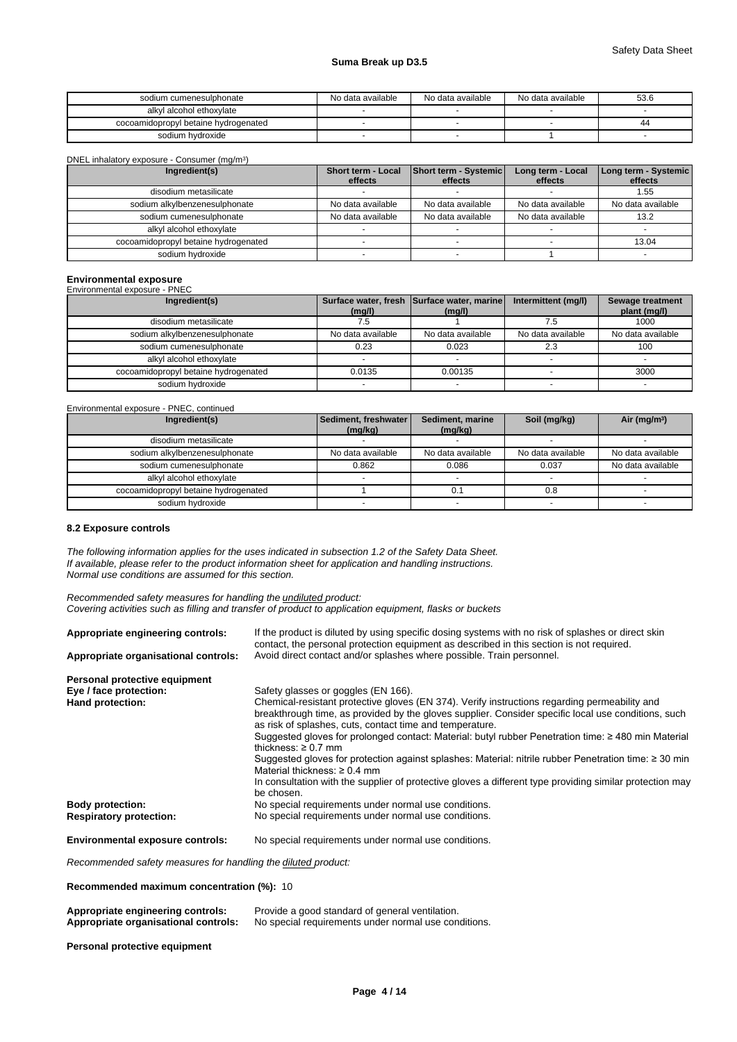| sodium cumenesulphonate | No data available | No data available | No data available | 53.6 |
|---|---|---|---|---|
| alkyl alcohol ethoxylate | - | - | - | - |
| cocoamidopropyl betaine hydrogenated | - | - | - | 44 |
| sodium hydroxide | - | - | 1 | - |

DNEL inhalatory exposure - Consumer (mg/m³)

| Ingredient(s) | Short term - Local effects | Short term - Systemic effects | Long term - Local effects | Long term - Systemic effects |
|---|---|---|---|---|
| disodium metasilicate | - | - | - | 1.55 |
| sodium alkylbenzenesulphonate | No data available | No data available | No data available | No data available |
| sodium cumenesulphonate | No data available | No data available | No data available | 13.2 |
| alkyl alcohol ethoxylate | - | - | - | - |
| cocoamidopropyl betaine hydrogenated | - | - | - | 13.04 |
| sodium hydroxide | - | - | 1 | - |

**Environmental exposure**

Environmental exposure - PNEC

| Ingredient(s) | Surface water, fresh (mg/l) | Surface water, marine (mg/l) | Intermittent (mg/l) | Sewage treatment plant (mg/l) |
|---|---|---|---|---|
| disodium metasilicate | 7.5 | 1 | 7.5 | 1000 |
| sodium alkylbenzenesulphonate | No data available | No data available | No data available | No data available |
| sodium cumenesulphonate | 0.23 | 0.023 | 2.3 | 100 |
| alkyl alcohol ethoxylate | - | - | - | - |
| cocoamidopropyl betaine hydrogenated | 0.0135 | 0.00135 | - | 3000 |
| sodium hydroxide | - | - | - | - |

Environmental exposure - PNEC, continued

| Ingredient(s) | Sediment, freshwater (mg/kg) | Sediment, marine (mg/kg) | Soil (mg/kg) | Air (mg/m³) |
|---|---|---|---|---|
| disodium metasilicate | - | - | - | - |
| sodium alkylbenzenesulphonate | No data available | No data available | No data available | No data available |
| sodium cumenesulphonate | 0.862 | 0.086 | 0.037 | No data available |
| alkyl alcohol ethoxylate | - | - | - | - |
| cocoamidopropyl betaine hydrogenated | 1 | 0.1 | 0.8 | - |
| sodium hydroxide | - | - | - | - |

### 8.2 Exposure controls

*The following information applies for the uses indicated in subsection 1.2 of the Safety Data Sheet.*
*If available, please refer to the product information sheet for application and handling instructions.*
*Normal use conditions are assumed for this section.*

*Recommended safety measures for handling the undiluted product:*
*Covering activities such as filling and transfer of product to application equipment, flasks or buckets*

**Appropriate engineering controls:** If the product is diluted by using specific dosing systems with no risk of splashes or direct skin contact, the personal protection equipment as described in this section is not required.

**Appropriate organisational controls:** Avoid direct contact and/or splashes where possible. Train personnel.

**Personal protective equipment**

**Eye / face protection:** Safety glasses or goggles (EN 166).

**Hand protection:** Chemical-resistant protective gloves (EN 374). Verify instructions regarding permeability and breakthrough time, as provided by the gloves supplier. Consider specific local use conditions, such as risk of splashes, cuts, contact time and temperature.
Suggested gloves for prolonged contact: Material: butyl rubber Penetration time: ≥ 480 min Material thickness: ≥ 0.7 mm
Suggested gloves for protection against splashes: Material: nitrile rubber Penetration time: ≥ 30 min Material thickness: ≥ 0.4 mm
In consultation with the supplier of protective gloves a different type providing similar protection may be chosen.

**Body protection:** No special requirements under normal use conditions.

**Respiratory protection:** No special requirements under normal use conditions.

**Environmental exposure controls:** No special requirements under normal use conditions.

*Recommended safety measures for handling the diluted product:*

**Recommended maximum concentration (%):** 10

**Appropriate engineering controls:** Provide a good standard of general ventilation.

**Appropriate organisational controls:** No special requirements under normal use conditions.

**Personal protective equipment**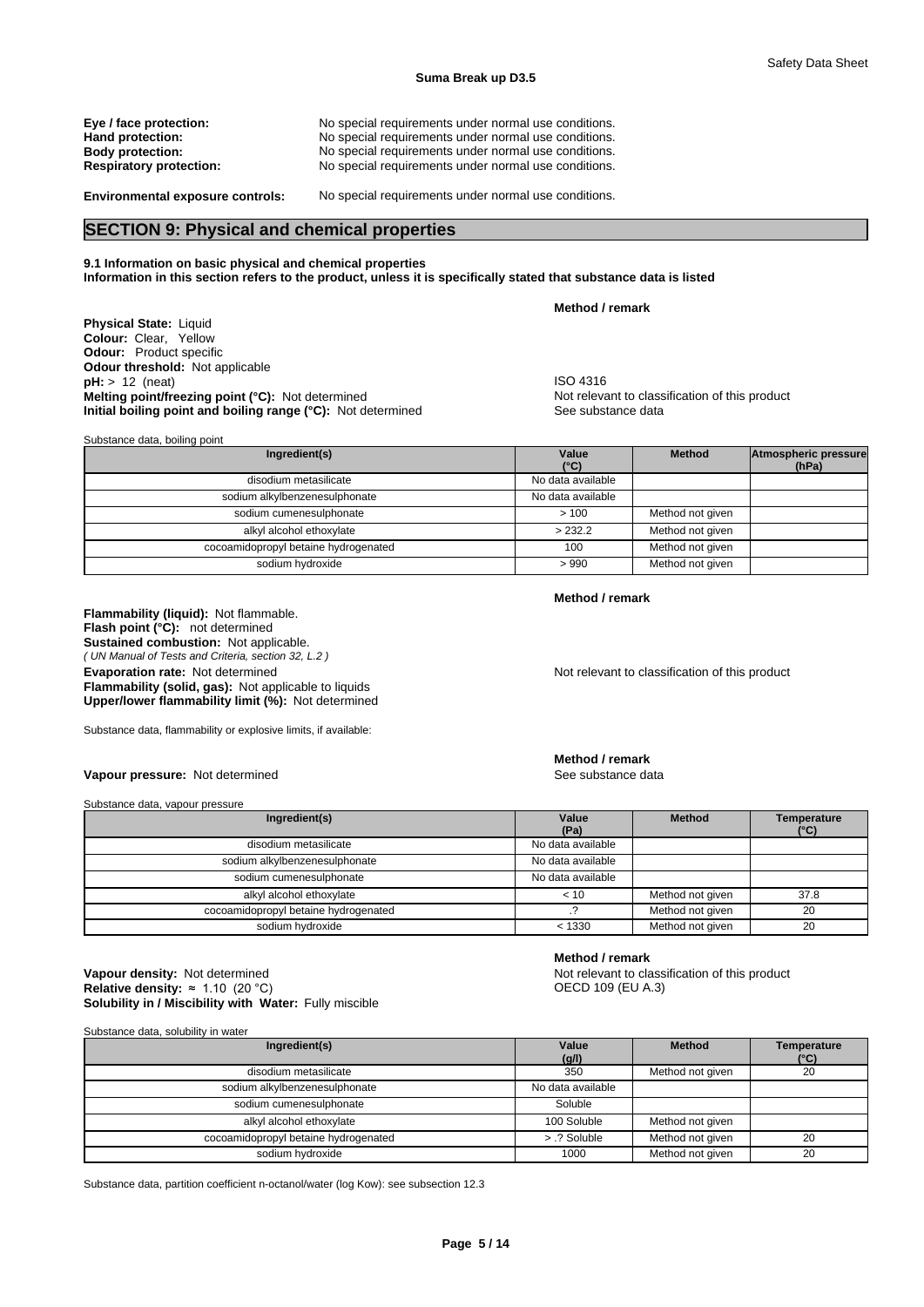**Eye / face protection:** No special requirements under normal use conditions.
**Hand protection:** No special requirements under normal use conditions.
**Body protection:** No special requirements under normal use conditions.
**Respiratory protection:** No special requirements under normal use conditions.

**Environmental exposure controls:** No special requirements under normal use conditions.

## SECTION 9: Physical and chemical properties

**9.1 Information on basic physical and chemical properties**
**Information in this section refers to the product, unless it is specifically stated that substance data is listed**

| | **Method / remark** |
|---|---|
| **Physical State:** Liquid | |
| **Colour:** Clear, Yellow | |
| **Odour:** Product specific | |
| **Odour threshold:** Not applicable | |
| **pH:** > 12 (neat) | ISO 4316 |
| **Melting point/freezing point (°C):** Not determined | Not relevant to classification of this product |
| **Initial boiling point and boiling range (°C):** Not determined | See substance data |

Substance data, boiling point

| Ingredient(s) | Value (°C) | Method | Atmospheric pressure (hPa) |
|---|---|---|---|
| disodium metasilicate | No data available | | |
| sodium alkylbenzenesulphonate | No data available | | |
| sodium cumenesulphonate | > 100 | Method not given | |
| alkyl alcohol ethoxylate | > 232.2 | Method not given | |
| cocoamidopropyl betaine hydrogenated | 100 | Method not given | |
| sodium hydroxide | > 990 | Method not given | |

| | **Method / remark** |
|---|---|
| **Flammability (liquid):** Not flammable. | |
| **Flash point (°C):** not determined | |
| **Sustained combustion:** Not applicable. *( UN Manual of Tests and Criteria, section 32, L.2 )* | |
| **Evaporation rate:** Not determined | Not relevant to classification of this product |
| **Flammability (solid, gas):** Not applicable to liquids | |
| **Upper/lower flammability limit (%):** Not determined | |

Substance data, flammability or explosive limits, if available:

| | **Method / remark** |
|---|---|
| **Vapour pressure:** Not determined | See substance data |

Substance data, vapour pressure

| Ingredient(s) | Value (Pa) | Method | Temperature (°C) |
|---|---|---|---|
| disodium metasilicate | No data available | | |
| sodium alkylbenzenesulphonate | No data available | | |
| sodium cumenesulphonate | No data available | | |
| alkyl alcohol ethoxylate | < 10 | Method not given | 37.8 |
| cocoamidopropyl betaine hydrogenated | .? | Method not given | 20 |
| sodium hydroxide | < 1330 | Method not given | 20 |

| | **Method / remark** |
|---|---|
| **Vapour density:** Not determined | Not relevant to classification of this product |
| **Relative density:** ≈ 1.10 (20 °C) | OECD 109 (EU A.3) |
| **Solubility in / Miscibility with Water:** Fully miscible | |

Substance data, solubility in water

| Ingredient(s) | Value (g/l) | Method | Temperature (°C) |
|---|---|---|---|
| disodium metasilicate | 350 | Method not given | 20 |
| sodium alkylbenzenesulphonate | No data available | | |
| sodium cumenesulphonate | Soluble | | |
| alkyl alcohol ethoxylate | 100 Soluble | Method not given | |
| cocoamidopropyl betaine hydrogenated | > .? Soluble | Method not given | 20 |
| sodium hydroxide | 1000 | Method not given | 20 |

Substance data, partition coefficient n-octanol/water (log Kow): see subsection 12.3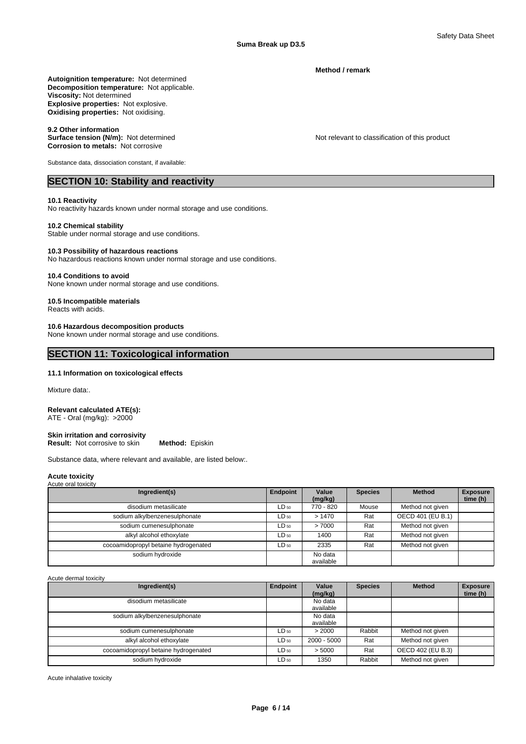**Method / remark**

**Autoignition temperature:** Not determined
**Decomposition temperature:** Not applicable.
**Viscosity:** Not determined
**Explosive properties:** Not explosive.
**Oxidising properties:** Not oxidising.

**9.2 Other information**
**Surface tension (N/m):** Not determined — Not relevant to classification of this product
**Corrosion to metals:** Not corrosive

Substance data, dissociation constant, if available:

## SECTION 10: Stability and reactivity

**10.1 Reactivity**
No reactivity hazards known under normal storage and use conditions.

**10.2 Chemical stability**
Stable under normal storage and use conditions.

**10.3 Possibility of hazardous reactions**
No hazardous reactions known under normal storage and use conditions.

**10.4 Conditions to avoid**
None known under normal storage and use conditions.

**10.5 Incompatible materials**
Reacts with acids.

**10.6 Hazardous decomposition products**
None known under normal storage and use conditions.

## SECTION 11: Toxicological information

**11.1 Information on toxicological effects**

Mixture data:.

**Relevant calculated ATE(s):**
ATE - Oral (mg/kg): >2000

**Skin irritation and corrosivity**
**Result:** Not corrosive to skin **Method:** Episkin

Substance data, where relevant and available, are listed below:.

**Acute toxicity**
Acute oral toxicity

| Ingredient(s) | Endpoint | Value (mg/kg) | Species | Method | Exposure time (h) |
|---|---|---|---|---|---|
| disodium metasilicate | $LD_{50}$ | 770 - 820 | Mouse | Method not given | |
| sodium alkylbenzenesulphonate | $LD_{50}$ | > 1470 | Rat | OECD 401 (EU B.1) | |
| sodium cumenesulphonate | $LD_{50}$ | > 7000 | Rat | Method not given | |
| alkyl alcohol ethoxylate | $LD_{50}$ | 1400 | Rat | Method not given | |
| cocoamidopropyl betaine hydrogenated | $LD_{50}$ | 2335 | Rat | Method not given | |
| sodium hydroxide | | No data available | | | |

Acute dermal toxicity

| Ingredient(s) | Endpoint | Value (mg/kg) | Species | Method | Exposure time (h) |
|---|---|---|---|---|---|
| disodium metasilicate | | No data available | | | |
| sodium alkylbenzenesulphonate | | No data available | | | |
| sodium cumenesulphonate | $LD_{50}$ | > 2000 | Rabbit | Method not given | |
| alkyl alcohol ethoxylate | $LD_{50}$ | 2000 - 5000 | Rat | Method not given | |
| cocoamidopropyl betaine hydrogenated | $LD_{50}$ | > 5000 | Rat | OECD 402 (EU B.3) | |
| sodium hydroxide | $LD_{50}$ | 1350 | Rabbit | Method not given | |

Acute inhalative toxicity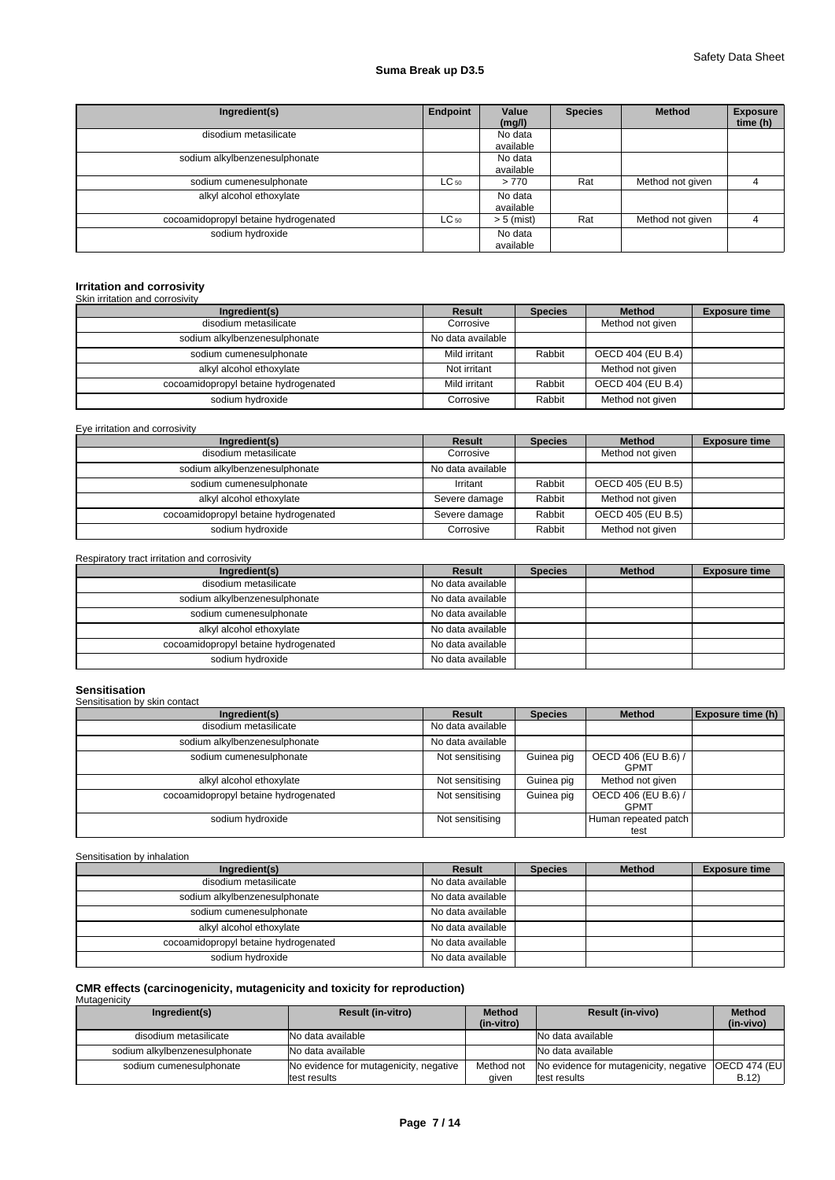| Ingredient(s) | Endpoint | Value (mg/l) | Species | Method | Exposure time (h) |
|---|---|---|---|---|---|
| disodium metasilicate | | No data available | | | |
| sodium alkylbenzenesulphonate | | No data available | | | |
| sodium cumenesulphonate | $LC_{50}$ | > 770 | Rat | Method not given | 4 |
| alkyl alcohol ethoxylate | | No data available | | | |
| cocoamidopropyl betaine hydrogenated | $LC_{50}$ | > 5 (mist) | Rat | Method not given | 4 |
| sodium hydroxide | | No data available | | | |

## Irritation and corrosivity

Skin irritation and corrosivity

| Ingredient(s) | Result | Species | Method | Exposure time |
|---|---|---|---|---|
| disodium metasilicate | Corrosive | | Method not given | |
| sodium alkylbenzenesulphonate | No data available | | | |
| sodium cumenesulphonate | Mild irritant | Rabbit | OECD 404 (EU B.4) | |
| alkyl alcohol ethoxylate | Not irritant | | Method not given | |
| cocoamidopropyl betaine hydrogenated | Mild irritant | Rabbit | OECD 404 (EU B.4) | |
| sodium hydroxide | Corrosive | Rabbit | Method not given | |

Eye irritation and corrosivity

| Ingredient(s) | Result | Species | Method | Exposure time |
|---|---|---|---|---|
| disodium metasilicate | Corrosive | | Method not given | |
| sodium alkylbenzenesulphonate | No data available | | | |
| sodium cumenesulphonate | Irritant | Rabbit | OECD 405 (EU B.5) | |
| alkyl alcohol ethoxylate | Severe damage | Rabbit | Method not given | |
| cocoamidopropyl betaine hydrogenated | Severe damage | Rabbit | OECD 405 (EU B.5) | |
| sodium hydroxide | Corrosive | Rabbit | Method not given | |

Respiratory tract irritation and corrosivity

| Ingredient(s) | Result | Species | Method | Exposure time |
|---|---|---|---|---|
| disodium metasilicate | No data available | | | |
| sodium alkylbenzenesulphonate | No data available | | | |
| sodium cumenesulphonate | No data available | | | |
| alkyl alcohol ethoxylate | No data available | | | |
| cocoamidopropyl betaine hydrogenated | No data available | | | |
| sodium hydroxide | No data available | | | |

## Sensitisation

Sensitisation by skin contact

| Ingredient(s) | Result | Species | Method | Exposure time (h) |
|---|---|---|---|---|
| disodium metasilicate | No data available | | | |
| sodium alkylbenzenesulphonate | No data available | | | |
| sodium cumenesulphonate | Not sensitising | Guinea pig | OECD 406 (EU B.6) / GPMT | |
| alkyl alcohol ethoxylate | Not sensitising | Guinea pig | Method not given | |
| cocoamidopropyl betaine hydrogenated | Not sensitising | Guinea pig | OECD 406 (EU B.6) / GPMT | |
| sodium hydroxide | Not sensitising | | Human repeated patch test | |

Sensitisation by inhalation

| Ingredient(s) | Result | Species | Method | Exposure time |
|---|---|---|---|---|
| disodium metasilicate | No data available | | | |
| sodium alkylbenzenesulphonate | No data available | | | |
| sodium cumenesulphonate | No data available | | | |
| alkyl alcohol ethoxylate | No data available | | | |
| cocoamidopropyl betaine hydrogenated | No data available | | | |
| sodium hydroxide | No data available | | | |

## CMR effects (carcinogenicity, mutagenicity and toxicity for reproduction)

Mutagenicity

| Ingredient(s) | Result (in-vitro) | Method (in-vitro) | Result (in-vivo) | Method (in-vivo) |
|---|---|---|---|---|
| disodium metasilicate | No data available | | No data available | |
| sodium alkylbenzenesulphonate | No data available | | No data available | |
| sodium cumenesulphonate | No evidence for mutagenicity, negative test results | Method not given | No evidence for mutagenicity, negative test results | OECD 474 (EU B.12) |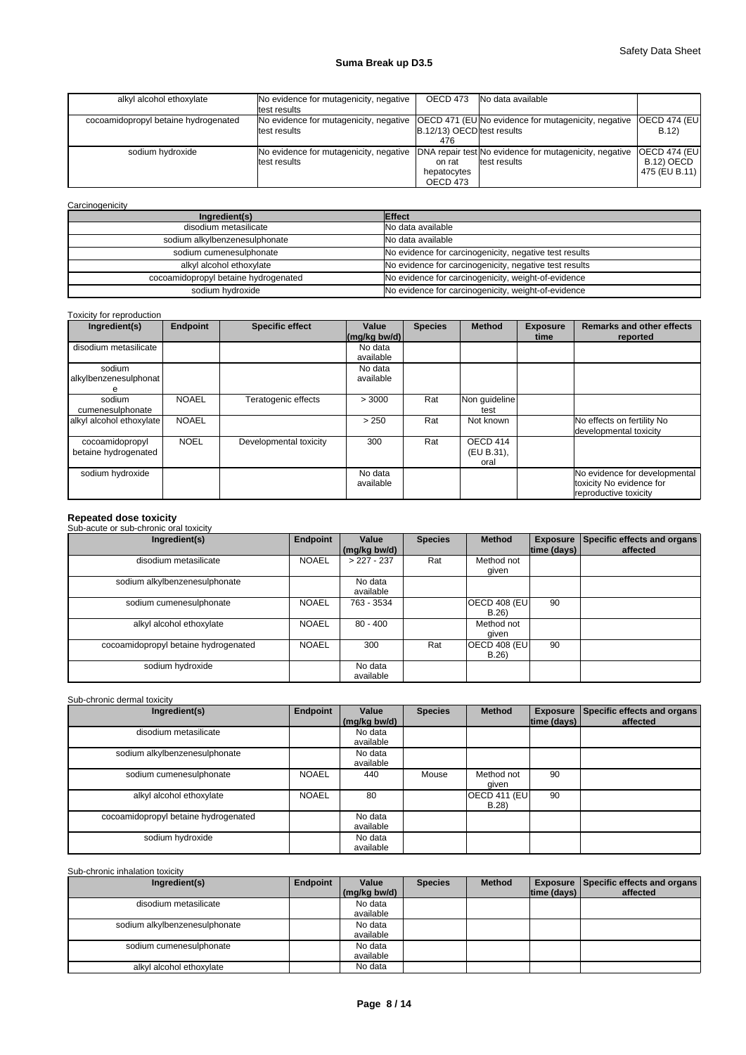| | | | | |
|---|---|---|---|---|
| alkyl alcohol ethoxylate | No evidence for mutagenicity, negative test results | OECD 473 | No data available | |
| cocoamidopropyl betaine hydrogenated | No evidence for mutagenicity, negative test results | OECD 471 (EU B.12/13) OECD 476 | No evidence for mutagenicity, negative test results | OECD 474 (EU B.12) |
| sodium hydroxide | No evidence for mutagenicity, negative test results | DNA repair test on rat hepatocytes OECD 473 | No evidence for mutagenicity, negative test results | OECD 474 (EU B.12) OECD 475 (EU B.11) |

Carcinogenicity

| Ingredient(s) | Effect |
|---|---|
| disodium metasilicate | No data available |
| sodium alkylbenzenesulphonate | No data available |
| sodium cumenesulphonate | No evidence for carcinogenicity, negative test results |
| alkyl alcohol ethoxylate | No evidence for carcinogenicity, negative test results |
| cocoamidopropyl betaine hydrogenated | No evidence for carcinogenicity, weight-of-evidence |
| sodium hydroxide | No evidence for carcinogenicity, weight-of-evidence |

Toxicity for reproduction

| Ingredient(s) | Endpoint | Specific effect | Value (mg/kg bw/d) | Species | Method | Exposure time | Remarks and other effects reported |
|---|---|---|---|---|---|---|---|
| disodium metasilicate | | | No data available | | | | |
| sodium alkylbenzenesulphonate | | | No data available | | | | |
| sodium cumenesulphonate | NOAEL | Teratogenic effects | > 3000 | Rat | Non guideline test | | |
| alkyl alcohol ethoxylate | NOAEL | | > 250 | Rat | Not known | | No effects on fertility No developmental toxicity |
| cocoamidopropyl betaine hydrogenated | NOEL | Developmental toxicity | 300 | Rat | OECD 414 (EU B.31), oral | | |
| sodium hydroxide | | | No data available | | | | No evidence for developmental toxicity No evidence for reproductive toxicity |

**Repeated dose toxicity**

Sub-acute or sub-chronic oral toxicity

| Ingredient(s) | Endpoint | Value (mg/kg bw/d) | Species | Method | Exposure time (days) | Specific effects and organs affected |
|---|---|---|---|---|---|---|
| disodium metasilicate | NOAEL | > 227 - 237 | Rat | Method not given | | |
| sodium alkylbenzenesulphonate | | No data available | | | | |
| sodium cumenesulphonate | NOAEL | 763 - 3534 | | OECD 408 (EU B.26) | 90 | |
| alkyl alcohol ethoxylate | NOAEL | 80 - 400 | | Method not given | | |
| cocoamidopropyl betaine hydrogenated | NOAEL | 300 | Rat | OECD 408 (EU B.26) | 90 | |
| sodium hydroxide | | No data available | | | | |

Sub-chronic dermal toxicity

| Ingredient(s) | Endpoint | Value (mg/kg bw/d) | Species | Method | Exposure time (days) | Specific effects and organs affected |
|---|---|---|---|---|---|---|
| disodium metasilicate | | No data available | | | | |
| sodium alkylbenzenesulphonate | | No data available | | | | |
| sodium cumenesulphonate | NOAEL | 440 | Mouse | Method not given | 90 | |
| alkyl alcohol ethoxylate | NOAEL | 80 | | OECD 411 (EU B.28) | 90 | |
| cocoamidopropyl betaine hydrogenated | | No data available | | | | |
| sodium hydroxide | | No data available | | | | |

Sub-chronic inhalation toxicity

| Ingredient(s) | Endpoint | Value (mg/kg bw/d) | Species | Method | Exposure time (days) | Specific effects and organs affected |
|---|---|---|---|---|---|---|
| disodium metasilicate | | No data available | | | | |
| sodium alkylbenzenesulphonate | | No data available | | | | |
| sodium cumenesulphonate | | No data available | | | | |
| alkyl alcohol ethoxylate | | No data | | | | |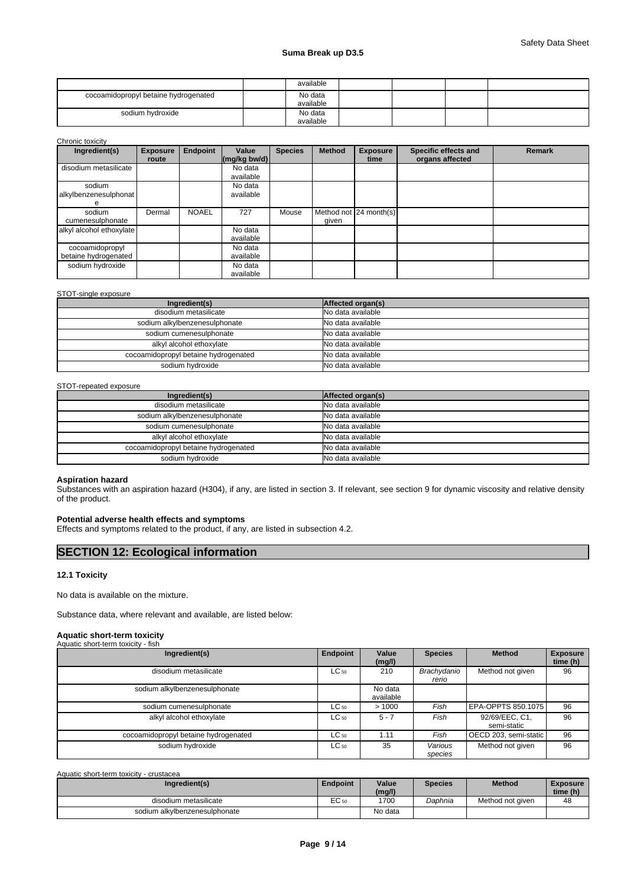| | | available | | | | |
|---|---|---|---|---|---|---|
| cocoamidopropyl betaine hydrogenated | | No data available | | | | |
| sodium hydroxide | | No data available | | | | |

Chronic toxicity

| Ingredient(s) | Exposure route | Endpoint | Value (mg/kg bw/d) | Species | Method | Exposure time | Specific effects and organs affected | Remark |
|---|---|---|---|---|---|---|---|---|
| disodium metasilicate | | | No data available | | | | | |
| sodium alkylbenzenesulphonate | | | No data available | | | | | |
| sodium cumenesulphonate | Dermal | NOAEL | 727 | Mouse | Method not given | 24 month(s) | | |
| alkyl alcohol ethoxylate | | | No data available | | | | | |
| cocoamidopropyl betaine hydrogenated | | | No data available | | | | | |
| sodium hydroxide | | | No data available | | | | | |

STOT-single exposure

| Ingredient(s) | Affected organ(s) |
|---|---|
| disodium metasilicate | No data available |
| sodium alkylbenzenesulphonate | No data available |
| sodium cumenesulphonate | No data available |
| alkyl alcohol ethoxylate | No data available |
| cocoamidopropyl betaine hydrogenated | No data available |
| sodium hydroxide | No data available |

STOT-repeated exposure

| Ingredient(s) | Affected organ(s) |
|---|---|
| disodium metasilicate | No data available |
| sodium alkylbenzenesulphonate | No data available |
| sodium cumenesulphonate | No data available |
| alkyl alcohol ethoxylate | No data available |
| cocoamidopropyl betaine hydrogenated | No data available |
| sodium hydroxide | No data available |

**Aspiration hazard**

Substances with an aspiration hazard (H304), if any, are listed in section 3. If relevant, see section 9 for dynamic viscosity and relative density of the product.

**Potential adverse health effects and symptoms**

Effects and symptoms related to the product, if any, are listed in subsection 4.2.

## SECTION 12: Ecological information

### 12.1 Toxicity

No data is available on the mixture.

Substance data, where relevant and available, are listed below:

**Aquatic short-term toxicity**

Aquatic short-term toxicity - fish

| Ingredient(s) | Endpoint | Value (mg/l) | Species | Method | Exposure time (h) |
|---|---|---|---|---|---|
| disodium metasilicate | $LC_{50}$ | 210 | *Brachydanio rerio* | Method not given | 96 |
| sodium alkylbenzenesulphonate | | No data available | | | |
| sodium cumenesulphonate | $LC_{50}$ | > 1000 | *Fish* | EPA-OPPTS 850.1075 | 96 |
| alkyl alcohol ethoxylate | $LC_{50}$ | 5 - 7 | *Fish* | 92/69/EEC, C1, semi-static | 96 |
| cocoamidopropyl betaine hydrogenated | $LC_{50}$ | 1.11 | *Fish* | OECD 203, semi-static | 96 |
| sodium hydroxide | $LC_{50}$ | 35 | *Various species* | Method not given | 96 |

Aquatic short-term toxicity - crustacea

| Ingredient(s) | Endpoint | Value (mg/l) | Species | Method | Exposure time (h) |
|---|---|---|---|---|---|
| disodium metasilicate | $EC_{50}$ | 1700 | *Daphnia* | Method not given | 48 |
| sodium alkylbenzenesulphonate | | No data | | | |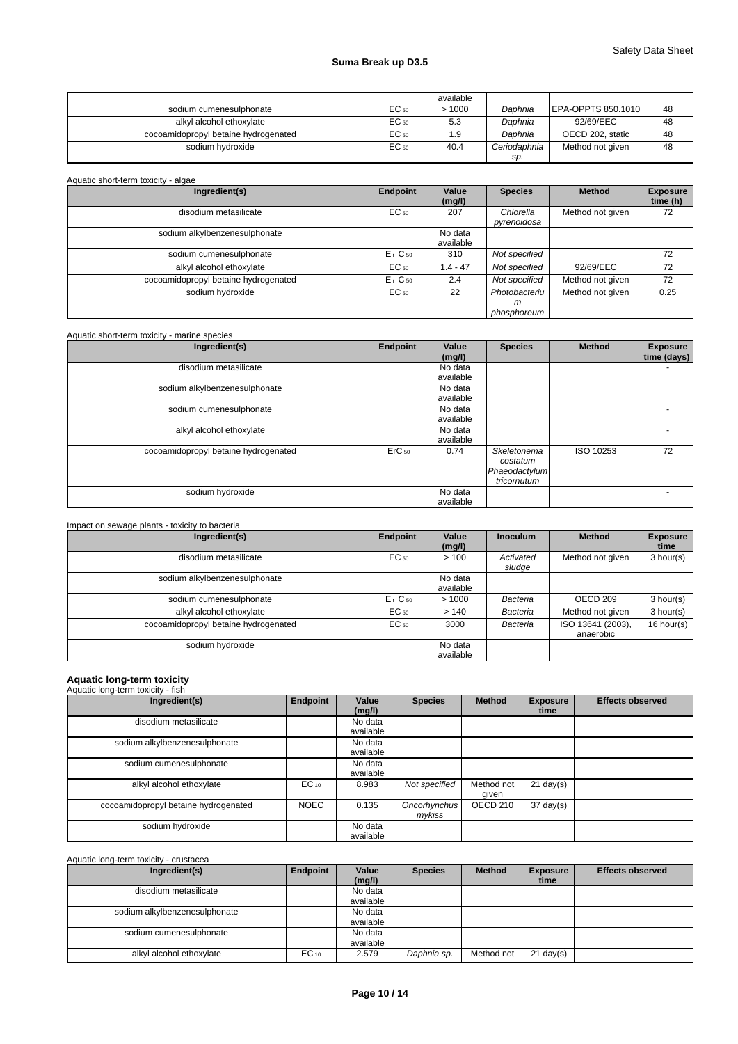| | | available | | | |
|---|---|---|---|---|---|
| sodium cumenesulphonate | $EC_{50}$ | > 1000 | *Daphnia* | EPA-OPPTS 850.1010 | 48 |
| alkyl alcohol ethoxylate | $EC_{50}$ | 5.3 | *Daphnia* | 92/69/EEC | 48 |
| cocoamidopropyl betaine hydrogenated | $EC_{50}$ | 1.9 | *Daphnia* | OECD 202, static | 48 |
| sodium hydroxide | $EC_{50}$ | 40.4 | *Ceriodaphnia sp.* | Method not given | 48 |

Aquatic short-term toxicity - algae

| Ingredient(s) | Endpoint | Value (mg/l) | Species | Method | Exposure time (h) |
|---|---|---|---|---|---|
| disodium metasilicate | $EC_{50}$ | 207 | *Chlorella pyrenoidosa* | Method not given | 72 |
| sodium alkylbenzenesulphonate | | No data available | | | |
| sodium cumenesulphonate | $E_rC_{50}$ | 310 | *Not specified* | | 72 |
| alkyl alcohol ethoxylate | $EC_{50}$ | 1.4 - 47 | *Not specified* | 92/69/EEC | 72 |
| cocoamidopropyl betaine hydrogenated | $E_rC_{50}$ | 2.4 | *Not specified* | Method not given | 72 |
| sodium hydroxide | $EC_{50}$ | 22 | *Photobacterium phosphoreum* | Method not given | 0.25 |

Aquatic short-term toxicity - marine species

| Ingredient(s) | Endpoint | Value (mg/l) | Species | Method | Exposure time (days) |
|---|---|---|---|---|---|
| disodium metasilicate | | No data available | | | - |
| sodium alkylbenzenesulphonate | | No data available | | | |
| sodium cumenesulphonate | | No data available | | | - |
| alkyl alcohol ethoxylate | | No data available | | | - |
| cocoamidopropyl betaine hydrogenated | $ErC_{50}$ | 0.74 | *Skeletonema costatum Phaeodactylum tricornutum* | ISO 10253 | 72 |
| sodium hydroxide | | No data available | | | - |

Impact on sewage plants - toxicity to bacteria

| Ingredient(s) | Endpoint | Value (mg/l) | Inoculum | Method | Exposure time |
|---|---|---|---|---|---|
| disodium metasilicate | $EC_{50}$ | > 100 | *Activated sludge* | Method not given | 3 hour(s) |
| sodium alkylbenzenesulphonate | | No data available | | | |
| sodium cumenesulphonate | $E_rC_{50}$ | > 1000 | *Bacteria* | OECD 209 | 3 hour(s) |
| alkyl alcohol ethoxylate | $EC_{50}$ | > 140 | *Bacteria* | Method not given | 3 hour(s) |
| cocoamidopropyl betaine hydrogenated | $EC_{50}$ | 3000 | *Bacteria* | ISO 13641 (2003), anaerobic | 16 hour(s) |
| sodium hydroxide | | No data available | | | |

**Aquatic long-term toxicity**

Aquatic long-term toxicity - fish

| Ingredient(s) | Endpoint | Value (mg/l) | Species | Method | Exposure time | Effects observed |
|---|---|---|---|---|---|---|
| disodium metasilicate | | No data available | | | | |
| sodium alkylbenzenesulphonate | | No data available | | | | |
| sodium cumenesulphonate | | No data available | | | | |
| alkyl alcohol ethoxylate | $EC_{10}$ | 8.983 | *Not specified* | Method not given | 21 day(s) | |
| cocoamidopropyl betaine hydrogenated | NOEC | 0.135 | *Oncorhynchus mykiss* | OECD 210 | 37 day(s) | |
| sodium hydroxide | | No data available | | | | |

Aquatic long-term toxicity - crustacea

| Ingredient(s) | Endpoint | Value (mg/l) | Species | Method | Exposure time | Effects observed |
|---|---|---|---|---|---|---|
| disodium metasilicate | | No data available | | | | |
| sodium alkylbenzenesulphonate | | No data available | | | | |
| sodium cumenesulphonate | | No data available | | | | |
| alkyl alcohol ethoxylate | $EC_{10}$ | 2.579 | *Daphnia sp.* | Method not | 21 day(s) | |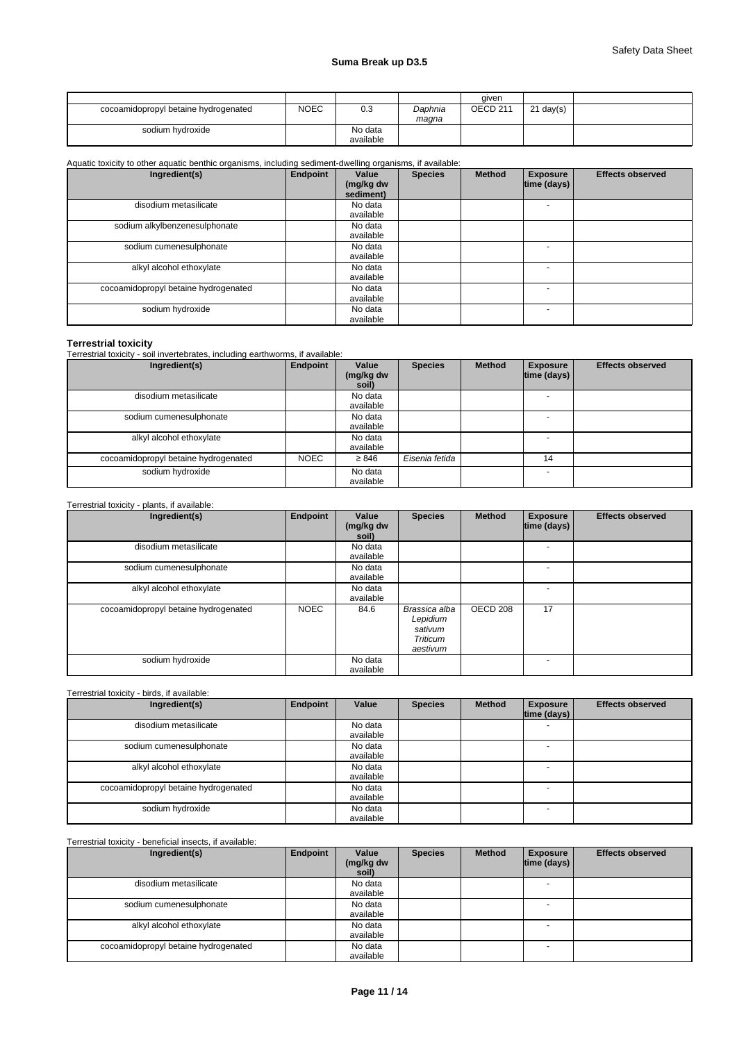| | | | | given | | |
|---|---|---|---|---|---|---|
| cocoamidopropyl betaine hydrogenated | NOEC | 0.3 | *Daphnia magna* | OECD 211 | 21 day(s) | |
| sodium hydroxide | | No data available | | | | |

Aquatic toxicity to other aquatic benthic organisms, including sediment-dwelling organisms, if available:

| Ingredient(s) | Endpoint | Value (mg/kg dw sediment) | Species | Method | Exposure time (days) | Effects observed |
|---|---|---|---|---|---|---|
| disodium metasilicate | | No data available | | | - | |
| sodium alkylbenzenesulphonate | | No data available | | | | |
| sodium cumenesulphonate | | No data available | | | - | |
| alkyl alcohol ethoxylate | | No data available | | | - | |
| cocoamidopropyl betaine hydrogenated | | No data available | | | - | |
| sodium hydroxide | | No data available | | | - | |

**Terrestrial toxicity**

Terrestrial toxicity - soil invertebrates, including earthworms, if available:

| Ingredient(s) | Endpoint | Value (mg/kg dw soil) | Species | Method | Exposure time (days) | Effects observed |
|---|---|---|---|---|---|---|
| disodium metasilicate | | No data available | | | - | |
| sodium cumenesulphonate | | No data available | | | - | |
| alkyl alcohol ethoxylate | | No data available | | | - | |
| cocoamidopropyl betaine hydrogenated | NOEC | ≥ 846 | *Eisenia fetida* | | 14 | |
| sodium hydroxide | | No data available | | | - | |

Terrestrial toxicity - plants, if available:

| Ingredient(s) | Endpoint | Value (mg/kg dw soil) | Species | Method | Exposure time (days) | Effects observed |
|---|---|---|---|---|---|---|
| disodium metasilicate | | No data available | | | - | |
| sodium cumenesulphonate | | No data available | | | - | |
| alkyl alcohol ethoxylate | | No data available | | | - | |
| cocoamidopropyl betaine hydrogenated | NOEC | 84.6 | *Brassica alba Lepidium sativum Triticum aestivum* | OECD 208 | 17 | |
| sodium hydroxide | | No data available | | | - | |

Terrestrial toxicity - birds, if available:

| Ingredient(s) | Endpoint | Value | Species | Method | Exposure time (days) | Effects observed |
|---|---|---|---|---|---|---|
| disodium metasilicate | | No data available | | | - | |
| sodium cumenesulphonate | | No data available | | | - | |
| alkyl alcohol ethoxylate | | No data available | | | - | |
| cocoamidopropyl betaine hydrogenated | | No data available | | | - | |
| sodium hydroxide | | No data available | | | - | |

Terrestrial toxicity - beneficial insects, if available:

| Ingredient(s) | Endpoint | Value (mg/kg dw soil) | Species | Method | Exposure time (days) | Effects observed |
|---|---|---|---|---|---|---|
| disodium metasilicate | | No data available | | | - | |
| sodium cumenesulphonate | | No data available | | | - | |
| alkyl alcohol ethoxylate | | No data available | | | - | |
| cocoamidopropyl betaine hydrogenated | | No data available | | | - | |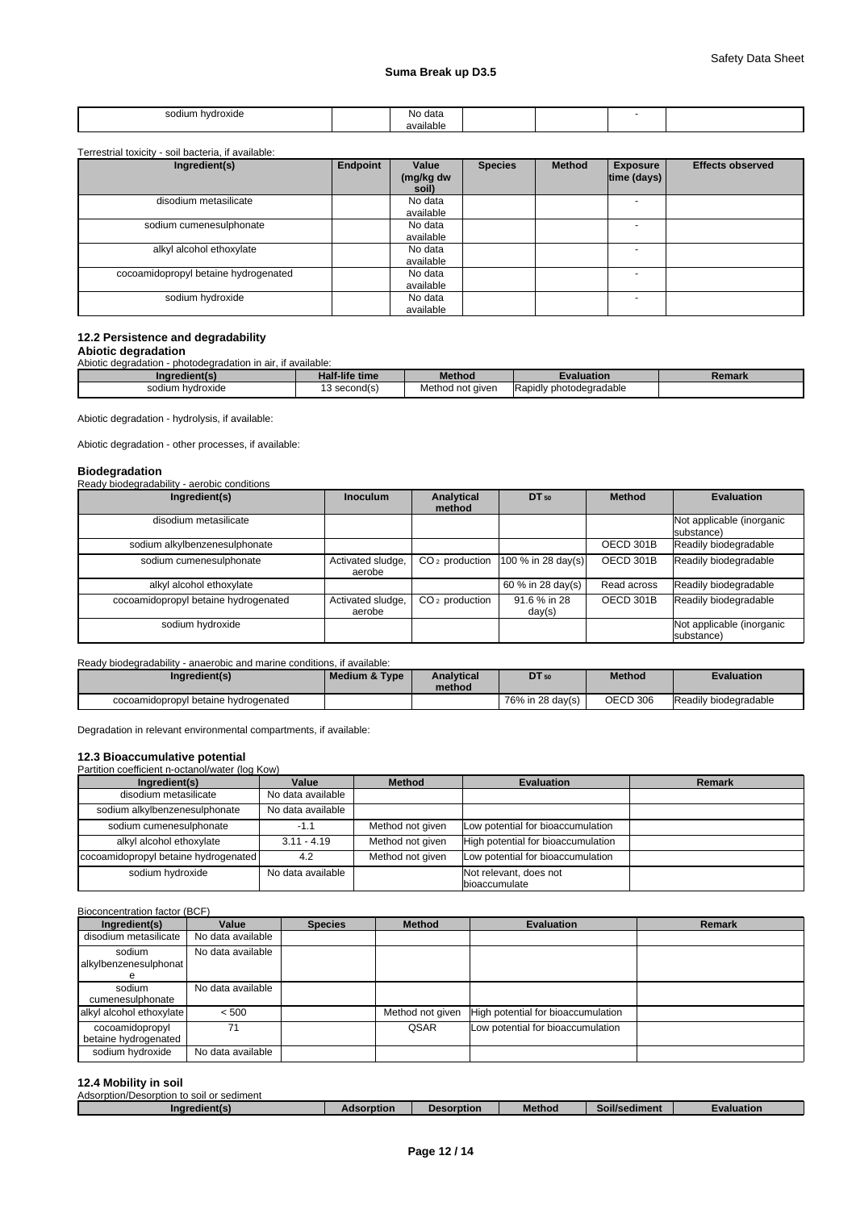| sodium hydroxide | | No data available | | | - | |
|---|---|---|---|---|---|---|

Terrestrial toxicity - soil bacteria, if available:

| Ingredient(s) | Endpoint | Value (mg/kg dw soil) | Species | Method | Exposure time (days) | Effects observed |
|---|---|---|---|---|---|---|
| disodium metasilicate | | No data available | | | - | |
| sodium cumenesulphonate | | No data available | | | - | |
| alkyl alcohol ethoxylate | | No data available | | | - | |
| cocoamidopropyl betaine hydrogenated | | No data available | | | - | |
| sodium hydroxide | | No data available | | | - | |

## 12.2 Persistence and degradability

**Abiotic degradation**

Abiotic degradation - photodegradation in air, if available:

| Ingredient(s) | Half-life time | Method | Evaluation | Remark |
|---|---|---|---|---|
| sodium hydroxide | 13 second(s) | Method not given | Rapidly photodegradable | |

Abiotic degradation - hydrolysis, if available:

Abiotic degradation - other processes, if available:

**Biodegradation**

Ready biodegradability - aerobic conditions

| Ingredient(s) | Inoculum | Analytical method | $DT_{50}$ | Method | Evaluation |
|---|---|---|---|---|---|
| disodium metasilicate | | | | | Not applicable (inorganic substance) |
| sodium alkylbenzenesulphonate | | | | OECD 301B | Readily biodegradable |
| sodium cumenesulphonate | Activated sludge, aerobe | $CO_2$ production | 100 % in 28 day(s) | OECD 301B | Readily biodegradable |
| alkyl alcohol ethoxylate | | | 60 % in 28 day(s) | Read across | Readily biodegradable |
| cocoamidopropyl betaine hydrogenated | Activated sludge, aerobe | $CO_2$ production | 91.6 % in 28 day(s) | OECD 301B | Readily biodegradable |
| sodium hydroxide | | | | | Not applicable (inorganic substance) |

Ready biodegradability - anaerobic and marine conditions, if available:

| Ingredient(s) | Medium & Type | Analytical method | $DT_{50}$ | Method | Evaluation |
|---|---|---|---|---|---|
| cocoamidopropyl betaine hydrogenated | | | 76% in 28 day(s) | OECD 306 | Readily biodegradable |

Degradation in relevant environmental compartments, if available:

## 12.3 Bioaccumulative potential

Partition coefficient n-octanol/water (log Kow)

| Ingredient(s) | Value | Method | Evaluation | Remark |
|---|---|---|---|---|
| disodium metasilicate | No data available | | | |
| sodium alkylbenzenesulphonate | No data available | | | |
| sodium cumenesulphonate | -1.1 | Method not given | Low potential for bioaccumulation | |
| alkyl alcohol ethoxylate | 3.11 - 4.19 | Method not given | High potential for bioaccumulation | |
| cocoamidopropyl betaine hydrogenated | 4.2 | Method not given | Low potential for bioaccumulation | |
| sodium hydroxide | No data available | | Not relevant, does not bioaccumulate | |

Bioconcentration factor (BCF)

| Ingredient(s) | Value | Species | Method | Evaluation | Remark |
|---|---|---|---|---|---|
| disodium metasilicate | No data available | | | | |
| sodium alkylbenzenesulphonate | No data available | | | | |
| sodium cumenesulphonate | No data available | | | | |
| alkyl alcohol ethoxylate | < 500 | | Method not given | High potential for bioaccumulation | |
| cocoamidopropyl betaine hydrogenated | 71 | | QSAR | Low potential for bioaccumulation | |
| sodium hydroxide | No data available | | | | |

## 12.4 Mobility in soil

Adsorption/Desorption to soil or sediment

| Ingredient(s) | Adsorption | Desorption | Method | Soil/sediment | Evaluation |
|---|---|---|---|---|---|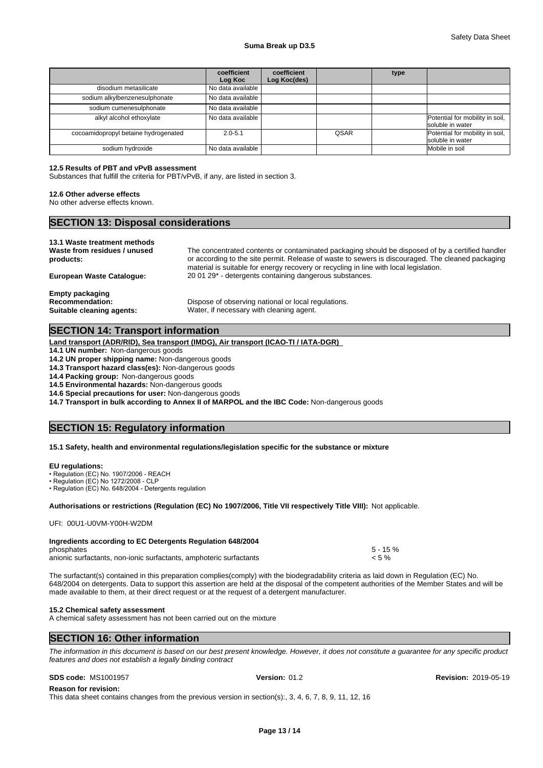| | coefficient Log Koc | coefficient Log Koc(des) | | type | |
|---|---|---|---|---|---|
| disodium metasilicate | No data available | | | | |
| sodium alkylbenzenesulphonate | No data available | | | | |
| sodium cumenesulphonate | No data available | | | | |
| alkyl alcohol ethoxylate | No data available | | | | Potential for mobility in soil, soluble in water |
| cocoamidopropyl betaine hydrogenated | 2.0-5.1 | | QSAR | | Potential for mobility in soil, soluble in water |
| sodium hydroxide | No data available | | | | Mobile in soil |

**12.5 Results of PBT and vPvB assessment**
Substances that fulfill the criteria for PBT/vPvB, if any, are listed in section 3.

**12.6 Other adverse effects**
No other adverse effects known.

## SECTION 13: Disposal considerations

**13.1 Waste treatment methods**

**Waste from residues / unused products:** The concentrated contents or contaminated packaging should be disposed of by a certified handler or according to the site permit. Release of waste to sewers is discouraged. The cleaned packaging material is suitable for energy recovery or recycling in line with local legislation.

**European Waste Catalogue:** 20 01 29* - detergents containing dangerous substances.

**Empty packaging**

**Recommendation:** Dispose of observing national or local regulations.

**Suitable cleaning agents:** Water, if necessary with cleaning agent.

## SECTION 14: Transport information

**Land transport (ADR/RID), Sea transport (IMDG), Air transport (ICAO-TI / IATA-DGR)**

**14.1 UN number:** Non-dangerous goods
**14.2 UN proper shipping name:** Non-dangerous goods
**14.3 Transport hazard class(es):** Non-dangerous goods
**14.4 Packing group:** Non-dangerous goods
**14.5 Environmental hazards:** Non-dangerous goods
**14.6 Special precautions for user:** Non-dangerous goods
**14.7 Transport in bulk according to Annex II of MARPOL and the IBC Code:** Non-dangerous goods

## SECTION 15: Regulatory information

**15.1 Safety, health and environmental regulations/legislation specific for the substance or mixture**

**EU regulations:**
- Regulation (EC) No. 1907/2006 - REACH
- Regulation (EC) No 1272/2008 - CLP
- Regulation (EC) No. 648/2004 - Detergents regulation

**Authorisations or restrictions (Regulation (EC) No 1907/2006, Title VII respectively Title VIII):** Not applicable.

UFI: 00U1-U0VM-Y00H-W2DM

**Ingredients according to EC Detergents Regulation 648/2004**

| | |
|---|---|
| phosphates | 5 - 15 % |
| anionic surfactants, non-ionic surfactants, amphoteric surfactants | < 5 % |

The surfactant(s) contained in this preparation complies(comply) with the biodegradability criteria as laid down in Regulation (EC) No. 648/2004 on detergents. Data to support this assertion are held at the disposal of the competent authorities of the Member States and will be made available to them, at their direct request or at the request of a detergent manufacturer.

**15.2 Chemical safety assessment**
A chemical safety assessment has not been carried out on the mixture

## SECTION 16: Other information

*The information in this document is based on our best present knowledge. However, it does not constitute a guarantee for any specific product features and does not establish a legally binding contract*

**SDS code:** MS1001957 **Version:** 01.2 **Revision:** 2019-05-19

**Reason for revision:**
This data sheet contains changes from the previous version in section(s):, 3, 4, 6, 7, 8, 9, 11, 12, 16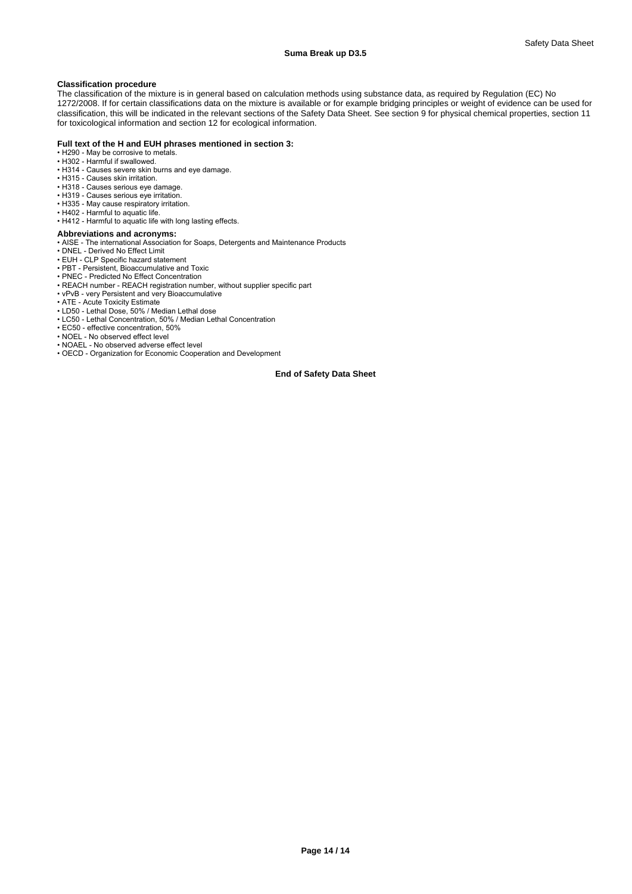**Classification procedure**

The classification of the mixture is in general based on calculation methods using substance data, as required by Regulation (EC) No 1272/2008. If for certain classifications data on the mixture is available or for example bridging principles or weight of evidence can be used for classification, this will be indicated in the relevant sections of the Safety Data Sheet. See section 9 for physical chemical properties, section 11 for toxicological information and section 12 for ecological information.

**Full text of the H and EUH phrases mentioned in section 3:**

- H290 - May be corrosive to metals.
- H302 - Harmful if swallowed.
- H314 - Causes severe skin burns and eye damage.
- H315 - Causes skin irritation.
- H318 - Causes serious eye damage.
- H319 - Causes serious eye irritation.
- H335 - May cause respiratory irritation.
- H402 - Harmful to aquatic life.
- H412 - Harmful to aquatic life with long lasting effects.

**Abbreviations and acronyms:**

- AISE - The international Association for Soaps, Detergents and Maintenance Products
- DNEL - Derived No Effect Limit
- EUH - CLP Specific hazard statement
- PBT - Persistent, Bioaccumulative and Toxic
- PNEC - Predicted No Effect Concentration
- REACH number - REACH registration number, without supplier specific part
- vPvB - very Persistent and very Bioaccumulative
- ATE - Acute Toxicity Estimate
- LD50 - Lethal Dose, 50% / Median Lethal dose
- LC50 - Lethal Concentration, 50% / Median Lethal Concentration
- EC50 - effective concentration, 50%
- NOEL - No observed effect level
- NOAEL - No observed adverse effect level
- OECD - Organization for Economic Cooperation and Development

**End of Safety Data Sheet**